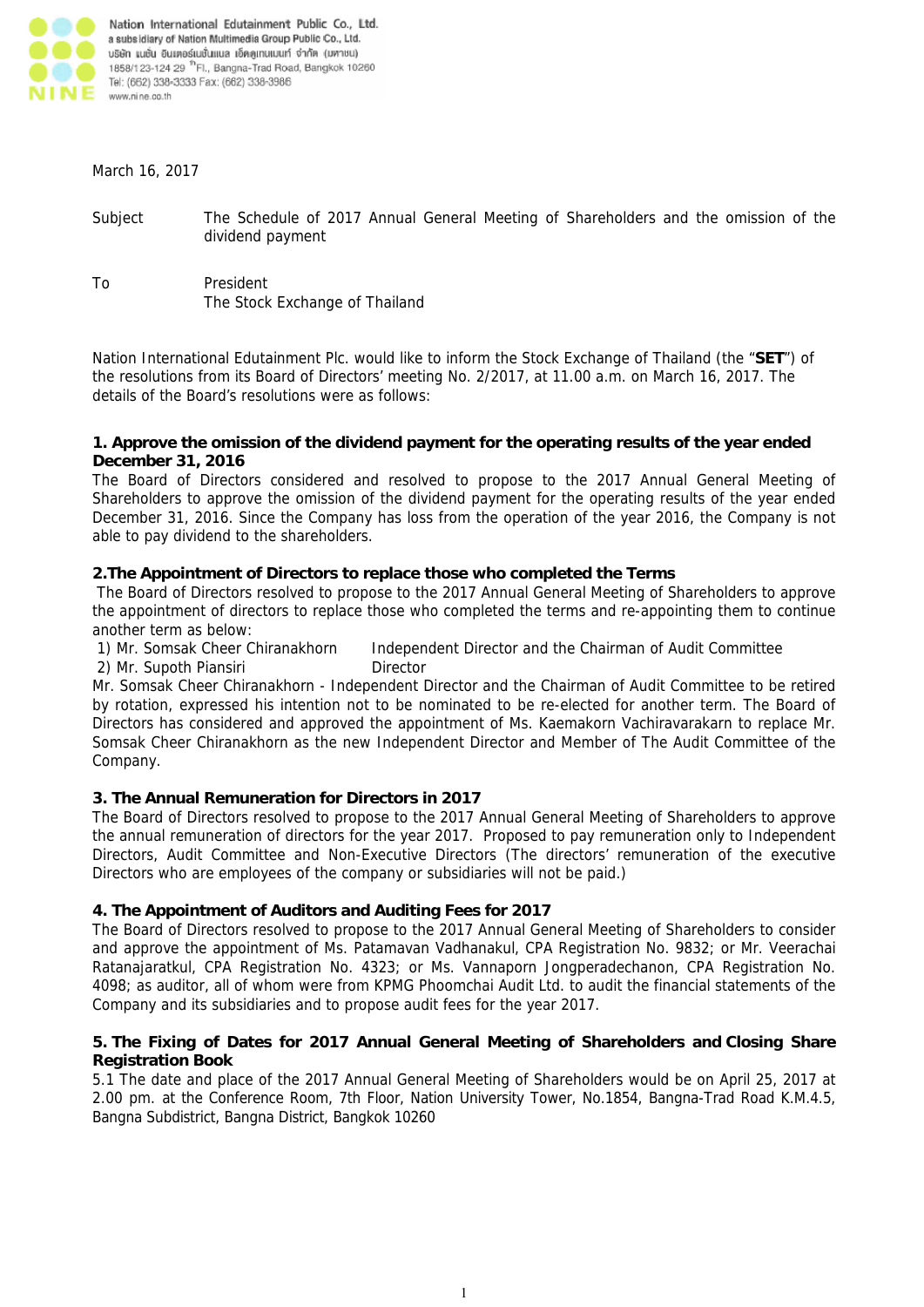Nation International Edutainment Public Co., Ltd.
a subsidiary of Nation Multimedia Group Public Co., Ltd.
บริษัท เนชั่น อินเตอร์เนชั่นแนล เอ็ดดูเทนเมนท์ จำกัด (มหาชน)
1858/123-124 29 [th]Fl., Bangna-Trad Road, Bangkok 10260
Tel: (662) 338-3333 Fax: (662) 338-3986
www.nine.co.th

March 16, 2017

Subject The Schedule of 2017 Annual General Meeting of Shareholders and the omission of the dividend payment

To President
The Stock Exchange of Thailand

Nation International Edutainment Plc. would like to inform the Stock Exchange of Thailand (the "**SET**") of the resolutions from its Board of Directors' meeting No. 2/2017, at 11.00 a.m. on March 16, 2017. The details of the Board's resolutions were as follows:

**1. Approve the omission of the dividend payment for the operating results of the year ended December 31, 2016**

The Board of Directors considered and resolved to propose to the 2017 Annual General Meeting of Shareholders to approve the omission of the dividend payment for the operating results of the year ended December 31, 2016. Since the Company has loss from the operation of the year 2016, the Company is not able to pay dividend to the shareholders.

**2.The Appointment of Directors to replace those who completed the Terms**

The Board of Directors resolved to propose to the 2017 Annual General Meeting of Shareholders to approve the appointment of directors to replace those who completed the terms and re-appointing them to continue another term as below:

1) Mr. Somsak Cheer Chiranakhorn — Independent Director and the Chairman of Audit Committee
2) Mr. Supoth Piansiri — Director

Mr. Somsak Cheer Chiranakhorn - Independent Director and the Chairman of Audit Committee to be retired by rotation, expressed his intention not to be nominated to be re-elected for another term. The Board of Directors has considered and approved the appointment of Ms. Kaemakorn Vachiravarakarn to replace Mr. Somsak Cheer Chiranakhorn as the new Independent Director and Member of The Audit Committee of the Company.

**3. The Annual Remuneration for Directors in 2017**

The Board of Directors resolved to propose to the 2017 Annual General Meeting of Shareholders to approve the annual remuneration of directors for the year 2017. Proposed to pay remuneration only to Independent Directors, Audit Committee and Non-Executive Directors (The directors' remuneration of the executive Directors who are employees of the company or subsidiaries will not be paid.)

**4. The Appointment of Auditors and Auditing Fees for 2017**

The Board of Directors resolved to propose to the 2017 Annual General Meeting of Shareholders to consider and approve the appointment of Ms. Patamavan Vadhanakul, CPA Registration No. 9832; or Mr. Veerachai Ratanajaratkul, CPA Registration No. 4323; or Ms. Vannaporn Jongperadechanon, CPA Registration No. 4098; as auditor, all of whom were from KPMG Phoomchai Audit Ltd. to audit the financial statements of the Company and its subsidiaries and to propose audit fees for the year 2017.

**5. The Fixing of Dates for 2017 Annual General Meeting of Shareholders and Closing Share Registration Book**

5.1 The date and place of the 2017 Annual General Meeting of Shareholders would be on April 25, 2017 at 2.00 pm. at the Conference Room, 7th Floor, Nation University Tower, No.1854, Bangna-Trad Road K.M.4.5, Bangna Subdistrict, Bangna District, Bangkok 10260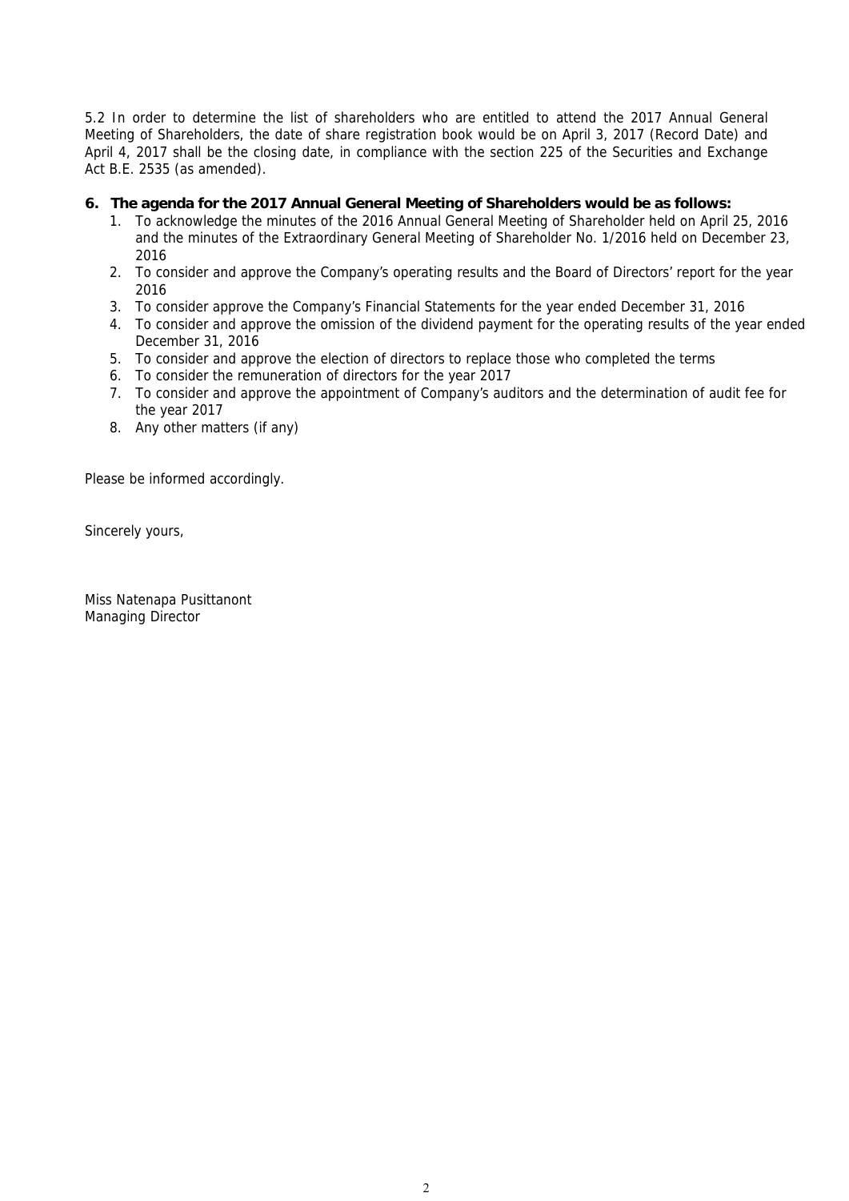5.2 In order to determine the list of shareholders who are entitled to attend the 2017 Annual General Meeting of Shareholders, the date of share registration book would be on April 3, 2017 (Record Date) and April 4, 2017 shall be the closing date, in compliance with the section 225 of the Securities and Exchange Act B.E. 2535 (as amended).

**6. The agenda for the 2017 Annual General Meeting of Shareholders would be as follows:**

1. To acknowledge the minutes of the 2016 Annual General Meeting of Shareholder held on April 25, 2016 and the minutes of the Extraordinary General Meeting of Shareholder No. 1/2016 held on December 23, 2016
2. To consider and approve the Company's operating results and the Board of Directors' report for the year 2016
3. To consider approve the Company's Financial Statements for the year ended December 31, 2016
4. To consider and approve the omission of the dividend payment for the operating results of the year ended December 31, 2016
5. To consider and approve the election of directors to replace those who completed the terms
6. To consider the remuneration of directors for the year 2017
7. To consider and approve the appointment of Company's auditors and the determination of audit fee for the year 2017
8. Any other matters (if any)

Please be informed accordingly.

Sincerely yours,

Miss Natenapa Pusittanont
Managing Director